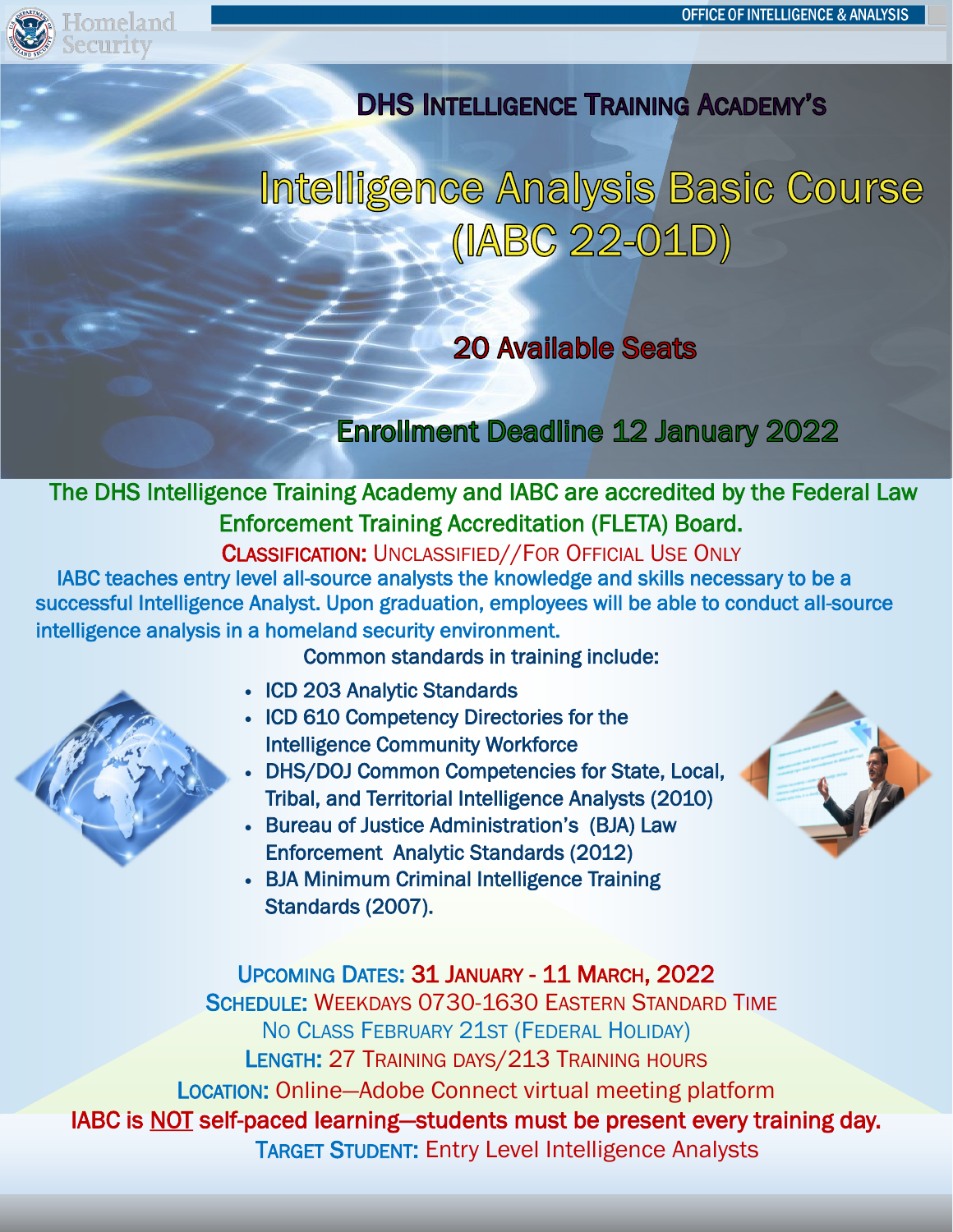OFFICE OF INTELLIGENCE & ANALYSIS

## DHS Intelligence Training Academy's

# Intelligence Analysis Basic Course (IABC 22-01D)

**20 Available Seats**

**Enrollment Deadline 12 January 2022**

The DHS Intelligence Training Academy and IABC are accredited by the Federal Law Enforcement Training Accreditation (FLETA) Board.

CLASSIFICATION: UNCLASSIFIED//FOR OFFICIAL USE ONLY

IABC teaches entry level all-source analysts the knowledge and skills necessary to be a successful Intelligence Analyst. Upon graduation, employees will be able to conduct all-source intelligence analysis in a homeland security environment.

Common standards in training include:

- ICD 203 Analytic Standards
- ICD 610 Competency Directories for the Intelligence Community Workforce
- DHS/DOJ Common Competencies for State, Local, Tribal, and Territorial Intelligence Analysts (2010)
- Bureau of Justice Administration's (BJA) Law Enforcement Analytic Standards (2012)
- BJA Minimum Criminal Intelligence Training Standards (2007).

**UPCOMING DATES:** 31 JANUARY - 11 MARCH, 2022

**SCHEDULE:** WEEKDAYS 0730-1630 EASTERN STANDARD TIME

NO CLASS FEBRUARY 21ST (FEDERAL HOLIDAY)

**LENGTH:** 27 TRAINING DAYS/213 TRAINING HOURS

**LOCATION:** Online—Adobe Connect virtual meeting platform

**IABC is NOT self-paced learning—students must be present every training day.**

**TARGET STUDENT:** Entry Level Intelligence Analysts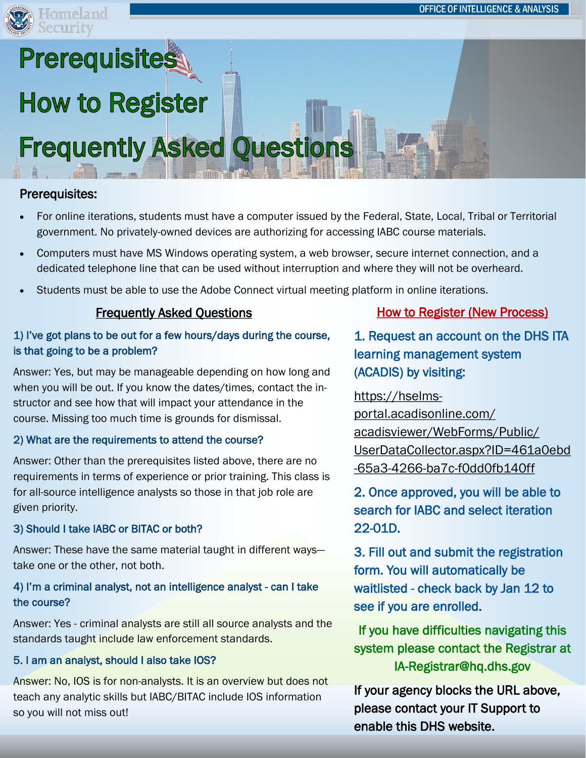# Prerequisites

# How to Register

# Frequently Asked Questions

## Prerequisites:

- For online iterations, students must have a computer issued by the Federal, State, Local, Tribal or Territorial government. No privately-owned devices are authorizing for accessing IABC course materials.
- Computers must have MS Windows operating system, a web browser, secure internet connection, and a dedicated telephone line that can be used without interruption and where they will not be overheard.
- Students must be able to use the Adobe Connect virtual meeting platform in online iterations.

## Frequently Asked Questions

**1) I've got plans to be out for a few hours/days during the course, is that going to be a problem?**

Answer: Yes, but may be manageable depending on how long and when you will be out. If you know the dates/times, contact the instructor and see how that will impact your attendance in the course. Missing too much time is grounds for dismissal.

**2) What are the requirements to attend the course?**

Answer: Other than the prerequisites listed above, there are no requirements in terms of experience or prior training. This class is for all-source intelligence analysts so those in that job role are given priority.

**3) Should I take IABC or BITAC or both?**

Answer: These have the same material taught in different ways—take one or the other, not both.

**4) I'm a criminal analyst, not an intelligence analyst - can I take the course?**

Answer: Yes - criminal analysts are still all source analysts and the standards taught include law enforcement standards.

**5. I am an analyst, should I also take IOS?**

Answer: No, IOS is for non-analysts. It is an overview but does not teach any analytic skills but IABC/BITAC include IOS information so you will not miss out!

## How to Register (New Process)

1. Request an account on the DHS ITA learning management system (ACADIS) by visiting:

   https://hselms-portal.acadisonline.com/acadisviewer/WebForms/Public/UserDataCollector.aspx?ID=461a0ebd-65a3-4266-ba7c-f0dd0fb140ff

2. Once approved, you will be able to search for IABC and select iteration 22-01D.

3. Fill out and submit the registration form. You will automatically be waitlisted - check back by Jan 12 to see if you are enrolled.

If you have difficulties navigating this system please contact the Registrar at IA-Registrar@hq.dhs.gov

**If your agency blocks the URL above, please contact your IT Support to enable this DHS website.**